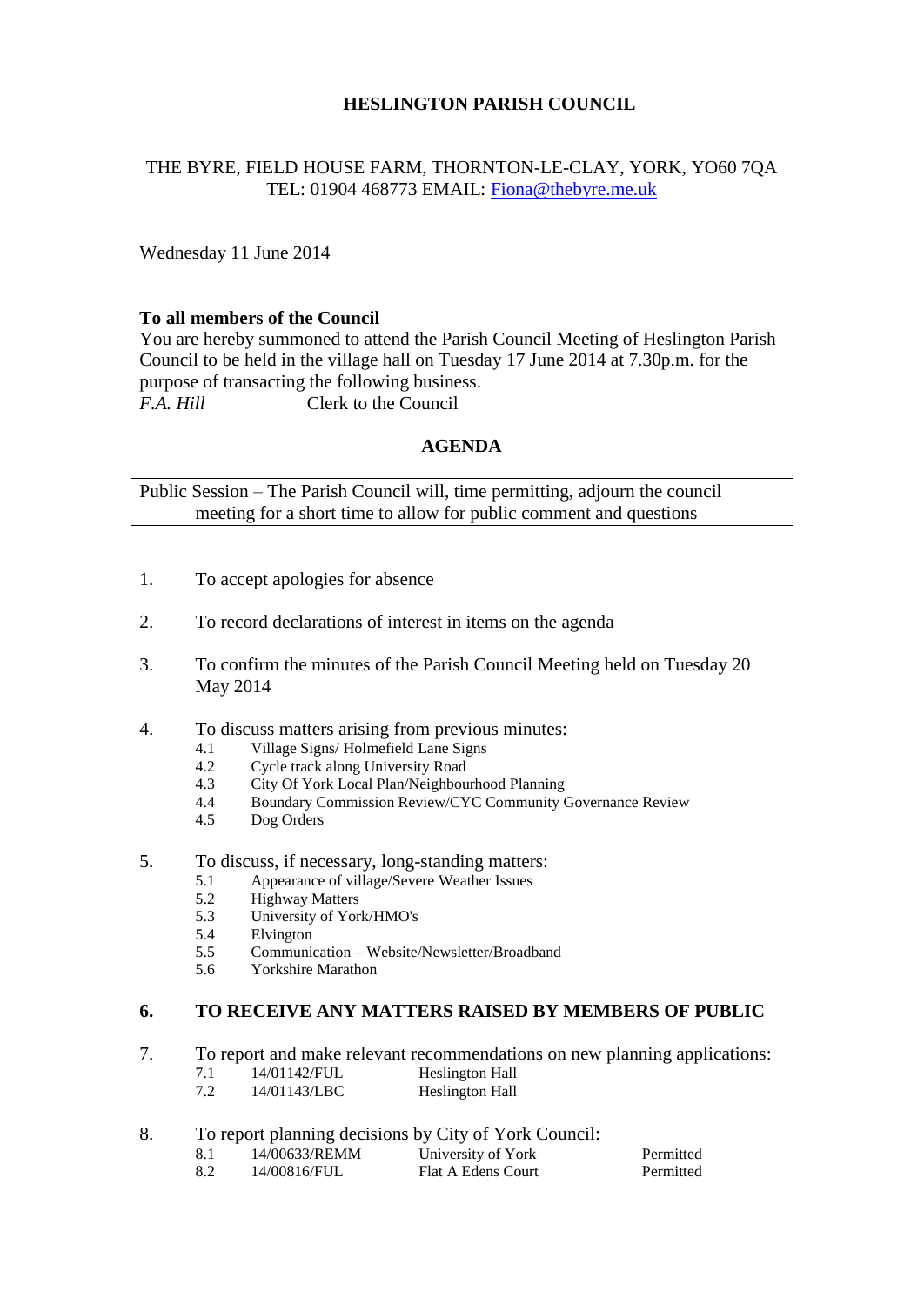# HESLINGTON PARISH COUNCIL

THE BYRE, FIELD HOUSE FARM, THORNTON-LE-CLAY, YORK, YO60 7QA
TEL: 01904 468773 EMAIL: Fiona@thebyre.me.uk

Wednesday 11 June 2014

**To all members of the Council**
You are hereby summoned to attend the Parish Council Meeting of Heslington Parish Council to be held in the village hall on Tuesday 17 June 2014 at 7.30p.m. for the purpose of transacting the following business.
*F.A. Hill* Clerk to the Council

## AGENDA

Public Session – The Parish Council will, time permitting, adjourn the council meeting for a short time to allow for public comment and questions

1. To accept apologies for absence

2. To record declarations of interest in items on the agenda

3. To confirm the minutes of the Parish Council Meeting held on Tuesday 20 May 2014

4. To discuss matters arising from previous minutes:
   - 4.1 Village Signs/ Holmefield Lane Signs
   - 4.2 Cycle track along University Road
   - 4.3 City Of York Local Plan/Neighbourhood Planning
   - 4.4 Boundary Commission Review/CYC Community Governance Review
   - 4.5 Dog Orders

5. To discuss, if necessary, long-standing matters:
   - 5.1 Appearance of village/Severe Weather Issues
   - 5.2 Highway Matters
   - 5.3 University of York/HMO's
   - 5.4 Elvington
   - 5.5 Communication – Website/Newsletter/Broadband
   - 5.6 Yorkshire Marathon

6. **TO RECEIVE ANY MATTERS RAISED BY MEMBERS OF PUBLIC**

7. To report and make relevant recommendations on new planning applications:

| | | |
|---|---|---|
| 7.1 | 14/01142/FUL | Heslington Hall |
| 7.2 | 14/01143/LBC | Heslington Hall |

8. To report planning decisions by City of York Council:

| | | | |
|---|---|---|---|
| 8.1 | 14/00633/REMM | University of York | Permitted |
| 8.2 | 14/00816/FUL | Flat A Edens Court | Permitted |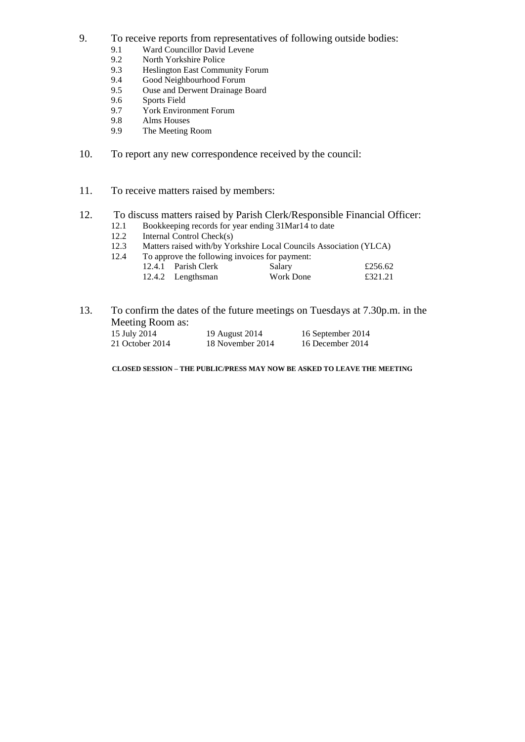9. To receive reports from representatives of following outside bodies:
   - 9.1 Ward Councillor David Levene
   - 9.2 North Yorkshire Police
   - 9.3 Heslington East Community Forum
   - 9.4 Good Neighbourhood Forum
   - 9.5 Ouse and Derwent Drainage Board
   - 9.6 Sports Field
   - 9.7 York Environment Forum
   - 9.8 Alms Houses
   - 9.9 The Meeting Room

10. To report any new correspondence received by the council:

11. To receive matters raised by members:

12. To discuss matters raised by Parish Clerk/Responsible Financial Officer:
    - 12.1 Bookkeeping records for year ending 31Mar14 to date
    - 12.2 Internal Control Check(s)
    - 12.3 Matters raised with/by Yorkshire Local Councils Association (YLCA)
    - 12.4 To approve the following invoices for payment:

| | | | |
|---|---|---|---|
| 12.4.1 | Parish Clerk | Salary | £256.62 |
| 12.4.2 | Lengthsman | Work Done | £321.21 |

13. To confirm the dates of the future meetings on Tuesdays at 7.30p.m. in the Meeting Room as:

| | | |
|---|---|---|
| 15 July 2014 | 19 August 2014 | 16 September 2014 |
| 21 October 2014 | 18 November 2014 | 16 December 2014 |

**CLOSED SESSION – THE PUBLIC/PRESS MAY NOW BE ASKED TO LEAVE THE MEETING**